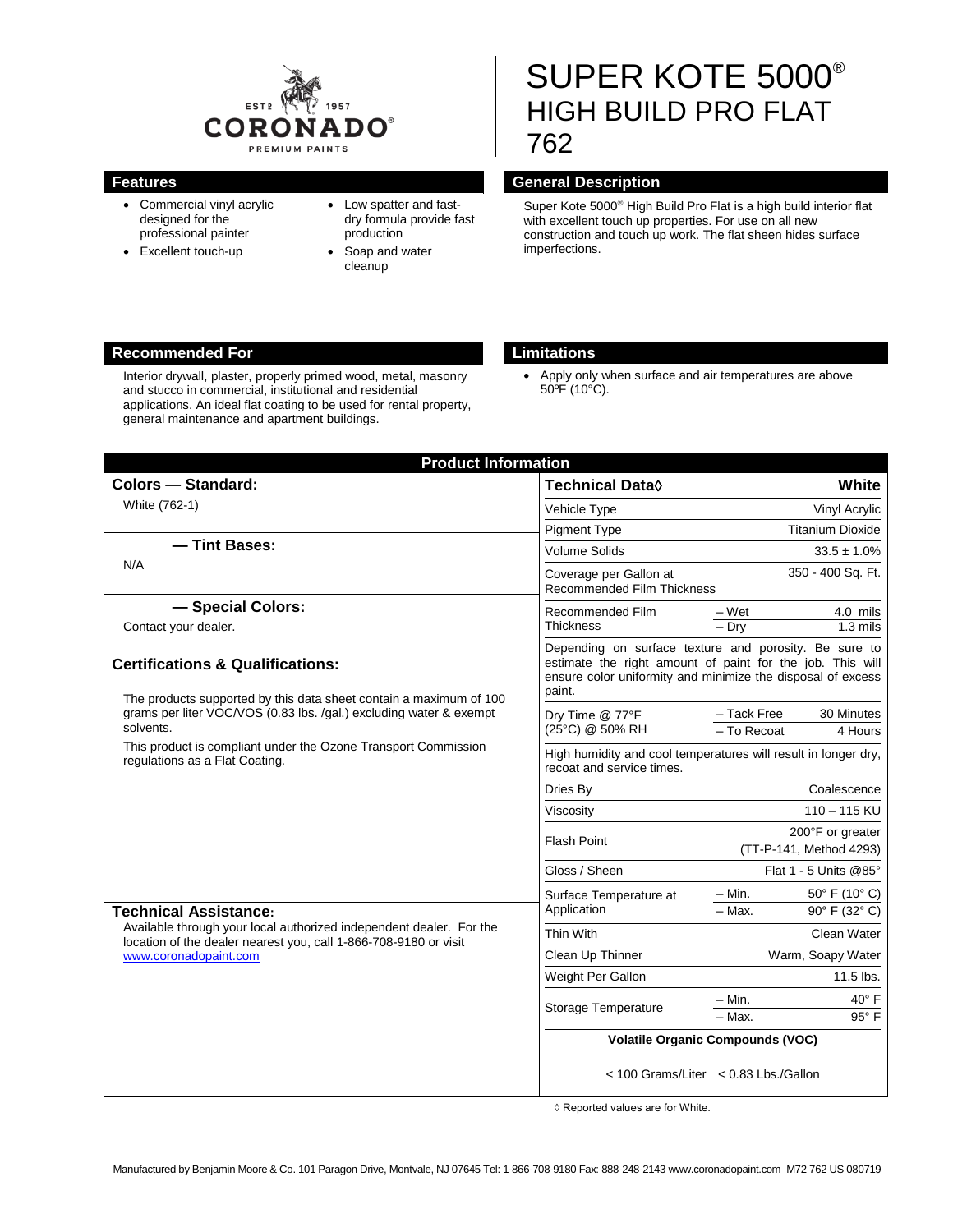CORONADO® PREMIUM PAINTS — EST. 1957

# SUPER KOTE 5000®
# HIGH BUILD PRO FLAT
# 762

## Features

- Commercial vinyl acrylic designed for the professional painter
- Excellent touch-up
- Low spatter and fast-dry formula provide fast production
- Soap and water cleanup

## General Description

Super Kote 5000® High Build Pro Flat is a high build interior flat with excellent touch up properties. For use on all new construction and touch up work. The flat sheen hides surface imperfections.

## Recommended For

Interior drywall, plaster, properly primed wood, metal, masonry and stucco in commercial, institutional and residential applications. An ideal flat coating to be used for rental property, general maintenance and apartment buildings.

## Limitations

- Apply only when surface and air temperatures are above 50ºF (10°C).

## Product Information

### Colors — Standard:

White (762-1)

### — Tint Bases:

N/A

### — Special Colors:

Contact your dealer.

### Certifications & Qualifications:

The products supported by this data sheet contain a maximum of 100 grams per liter VOC/VOS (0.83 lbs. /gal.) excluding water & exempt solvents.

This product is compliant under the Ozone Transport Commission regulations as a Flat Coating.

### Technical Assistance:

Available through your local authorized independent dealer. For the location of the dealer nearest you, call 1-866-708-9180 or visit www.coronadopaint.com

| Technical Data◊ | | White |
|---|---|---|
| Vehicle Type | | Vinyl Acrylic |
| Pigment Type | | Titanium Dioxide |
| Volume Solids | | 33.5 ± 1.0% |
| Coverage per Gallon at Recommended Film Thickness | | 350 - 400 Sq. Ft. |
| Recommended Film Thickness | – Wet | 4.0 mils |
| | – Dry | 1.3 mils |
| Depending on surface texture and porosity. Be sure to estimate the right amount of paint for the job. This will ensure color uniformity and minimize the disposal of excess paint. | | |
| Dry Time @ 77°F (25°C) @ 50% RH | – Tack Free | 30 Minutes |
| | – To Recoat | 4 Hours |
| High humidity and cool temperatures will result in longer dry, recoat and service times. | | |
| Dries By | | Coalescence |
| Viscosity | | 110 – 115 KU |
| Flash Point | | 200°F or greater (TT-P-141, Method 4293) |
| Gloss / Sheen | | Flat 1 - 5 Units @85° |
| Surface Temperature at Application | – Min. | 50° F (10° C) |
| | – Max. | 90° F (32° C) |
| Thin With | | Clean Water |
| Clean Up Thinner | | Warm, Soapy Water |
| Weight Per Gallon | | 11.5 lbs. |
| Storage Temperature | – Min. | 40° F |
| | – Max. | 95° F |
| Volatile Organic Compounds (VOC) | | |
| < 100 Grams/Liter < 0.83 Lbs./Gallon | | |

◊ Reported values are for White.

Manufactured by Benjamin Moore & Co. 101 Paragon Drive, Montvale, NJ 07645 Tel: 1-866-708-9180 Fax: 888-248-2143 www.coronadopaint.com M72 762 US 080719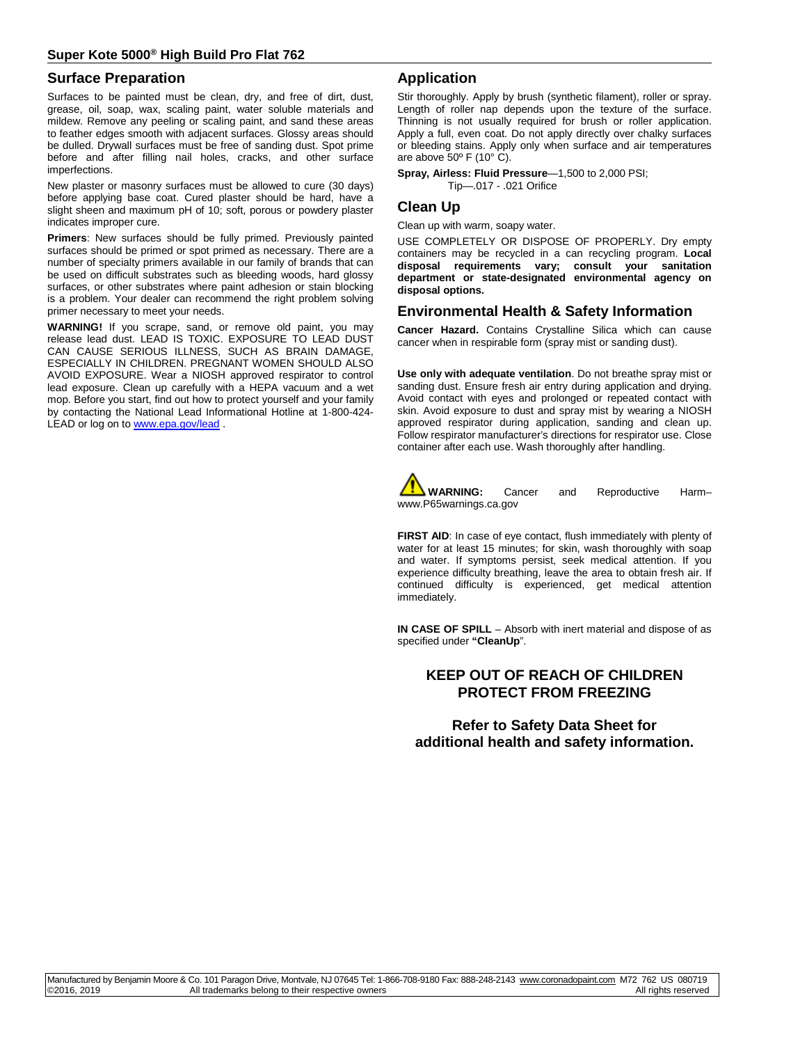## Surface Preparation

Surfaces to be painted must be clean, dry, and free of dirt, dust, grease, oil, soap, wax, scaling paint, water soluble materials and mildew. Remove any peeling or scaling paint, and sand these areas to feather edges smooth with adjacent surfaces. Glossy areas should be dulled. Drywall surfaces must be free of sanding dust. Spot prime before and after filling nail holes, cracks, and other surface imperfections.

New plaster or masonry surfaces must be allowed to cure (30 days) before applying base coat. Cured plaster should be hard, have a slight sheen and maximum pH of 10; soft, porous or powdery plaster indicates improper cure.

**Primers**: New surfaces should be fully primed. Previously painted surfaces should be primed or spot primed as necessary. There are a number of specialty primers available in our family of brands that can be used on difficult substrates such as bleeding woods, hard glossy surfaces, or other substrates where paint adhesion or stain blocking is a problem. Your dealer can recommend the right problem solving primer necessary to meet your needs.

**WARNING!** If you scrape, sand, or remove old paint, you may release lead dust. LEAD IS TOXIC. EXPOSURE TO LEAD DUST CAN CAUSE SERIOUS ILLNESS, SUCH AS BRAIN DAMAGE, ESPECIALLY IN CHILDREN. PREGNANT WOMEN SHOULD ALSO AVOID EXPOSURE. Wear a NIOSH approved respirator to control lead exposure. Clean up carefully with a HEPA vacuum and a wet mop. Before you start, find out how to protect yourself and your family by contacting the National Lead Informational Hotline at 1-800-424-LEAD or log on to www.epa.gov/lead .

## Application

Stir thoroughly. Apply by brush (synthetic filament), roller or spray. Length of roller nap depends upon the texture of the surface. Thinning is not usually required for brush or roller application. Apply a full, even coat. Do not apply directly over chalky surfaces or bleeding stains. Apply only when surface and air temperatures are above 50º F (10° C).

**Spray, Airless: Fluid Pressure**—1,500 to 2,000 PSI;
Tip—.017 - .021 Orifice

## Clean Up

Clean up with warm, soapy water.

USE COMPLETELY OR DISPOSE OF PROPERLY. Dry empty containers may be recycled in a can recycling program. **Local disposal requirements vary; consult your sanitation department or state-designated environmental agency on disposal options.**

## Environmental Health & Safety Information

**Cancer Hazard.** Contains Crystalline Silica which can cause cancer when in respirable form (spray mist or sanding dust).

**Use only with adequate ventilation**. Do not breathe spray mist or sanding dust. Ensure fresh air entry during application and drying. Avoid contact with eyes and prolonged or repeated contact with skin. Avoid exposure to dust and spray mist by wearing a NIOSH approved respirator during application, sanding and clean up. Follow respirator manufacturer's directions for respirator use. Close container after each use. Wash thoroughly after handling.

**WARNING:** Cancer and Reproductive Harm– www.P65warnings.ca.gov

**FIRST AID**: In case of eye contact, flush immediately with plenty of water for at least 15 minutes; for skin, wash thoroughly with soap and water. If symptoms persist, seek medical attention. If you experience difficulty breathing, leave the area to obtain fresh air. If continued difficulty is experienced, get medical attention immediately.

**IN CASE OF SPILL** – Absorb with inert material and dispose of as specified under **"CleanUp**".

**KEEP OUT OF REACH OF CHILDREN**
**PROTECT FROM FREEZING**

**Refer to Safety Data Sheet for additional health and safety information.**

Manufactured by Benjamin Moore & Co. 101 Paragon Drive, Montvale, NJ 07645 Tel: 1-866-708-9180 Fax: 888-248-2143 www.coronadopaint.com M72 762 US 080719
©2016, 2019 All trademarks belong to their respective owners All rights reserved